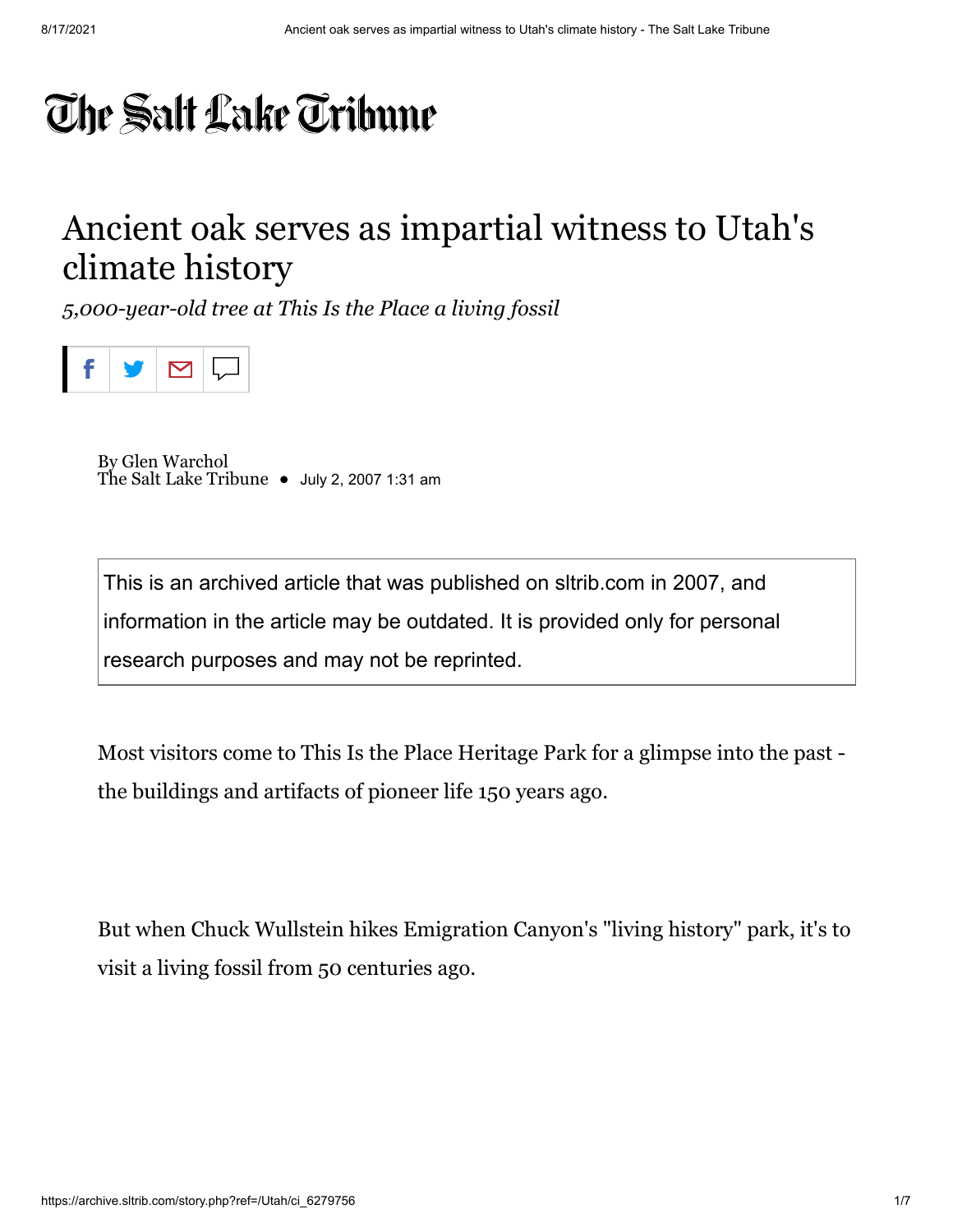The Salt Lake Tribune

# Ancient oak serves as impartial witness to Utah's climate history

*5,000-year-old tree at This Is the Place a living fossil*

By Glen Warchol
The Salt Lake Tribune • July 2, 2007 1:31 am

This is an archived article that was published on sltrib.com in 2007, and information in the article may be outdated. It is provided only for personal research purposes and may not be reprinted.

Most visitors come to This Is the Place Heritage Park for a glimpse into the past - the buildings and artifacts of pioneer life 150 years ago.

But when Chuck Wullstein hikes Emigration Canyon's "living history" park, it's to visit a living fossil from 50 centuries ago.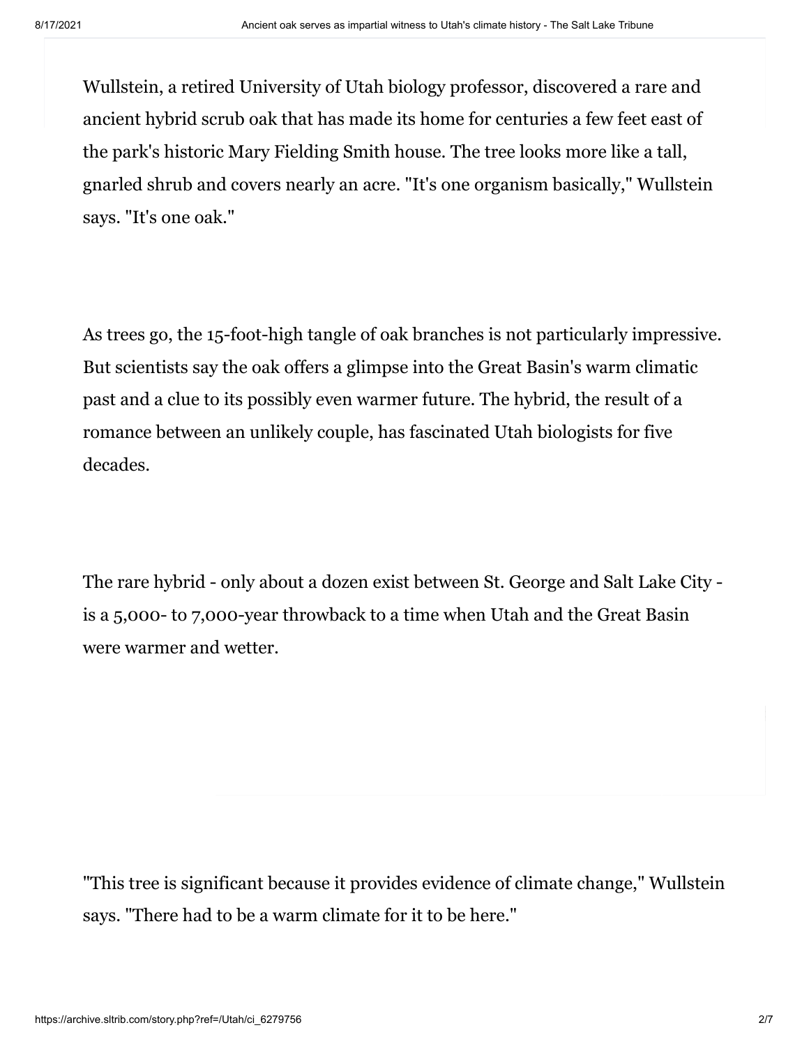Wullstein, a retired University of Utah biology professor, discovered a rare and ancient hybrid scrub oak that has made its home for centuries a few feet east of the park's historic Mary Fielding Smith house. The tree looks more like a tall, gnarled shrub and covers nearly an acre. "It's one organism basically," Wullstein says. "It's one oak."

As trees go, the 15-foot-high tangle of oak branches is not particularly impressive. But scientists say the oak offers a glimpse into the Great Basin's warm climatic past and a clue to its possibly even warmer future. The hybrid, the result of a romance between an unlikely couple, has fascinated Utah biologists for five decades.

The rare hybrid - only about a dozen exist between St. George and Salt Lake City - is a 5,000- to 7,000-year throwback to a time when Utah and the Great Basin were warmer and wetter.

"This tree is significant because it provides evidence of climate change," Wullstein says. "There had to be a warm climate for it to be here."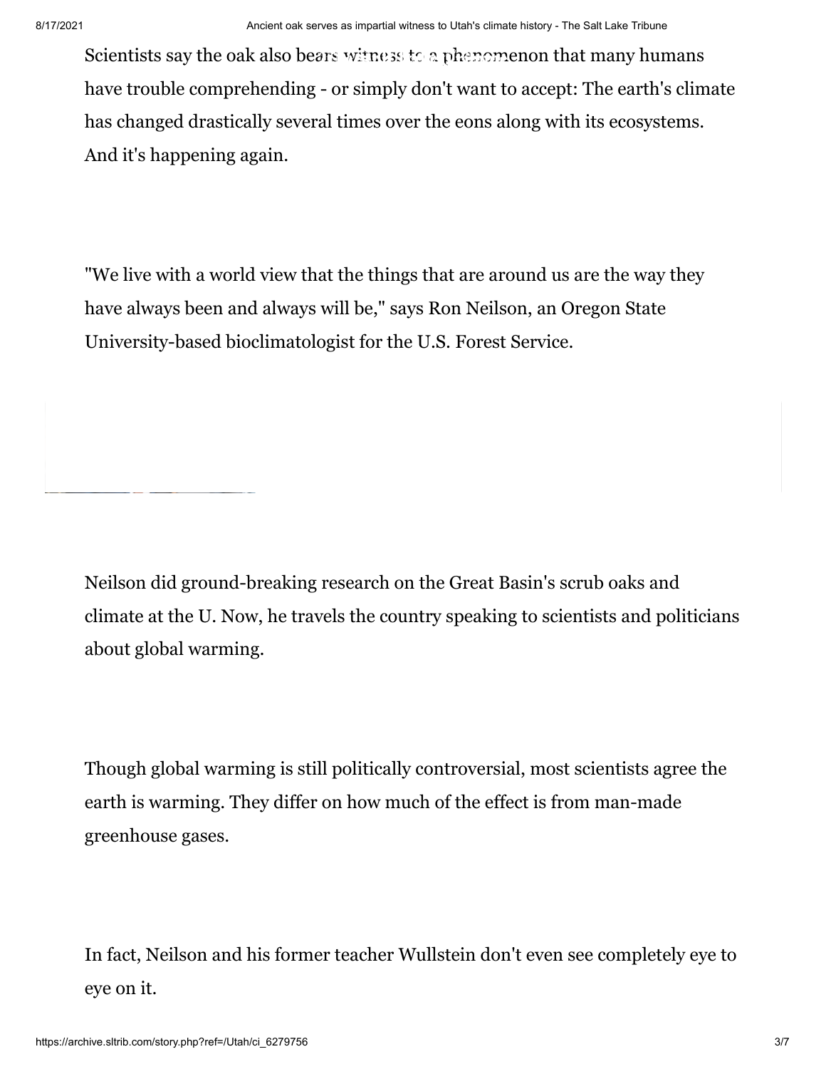Scientists say the oak also bears witness to a phenomenon that many humans have trouble comprehending - or simply don't want to accept: The earth's climate has changed drastically several times over the eons along with its ecosystems. And it's happening again.

"We live with a world view that the things that are around us are the way they have always been and always will be," says Ron Neilson, an Oregon State University-based bioclimatologist for the U.S. Forest Service.

Neilson did ground-breaking research on the Great Basin's scrub oaks and climate at the U. Now, he travels the country speaking to scientists and politicians about global warming.

Though global warming is still politically controversial, most scientists agree the earth is warming. They differ on how much of the effect is from man-made greenhouse gases.

In fact, Neilson and his former teacher Wullstein don't even see completely eye to eye on it.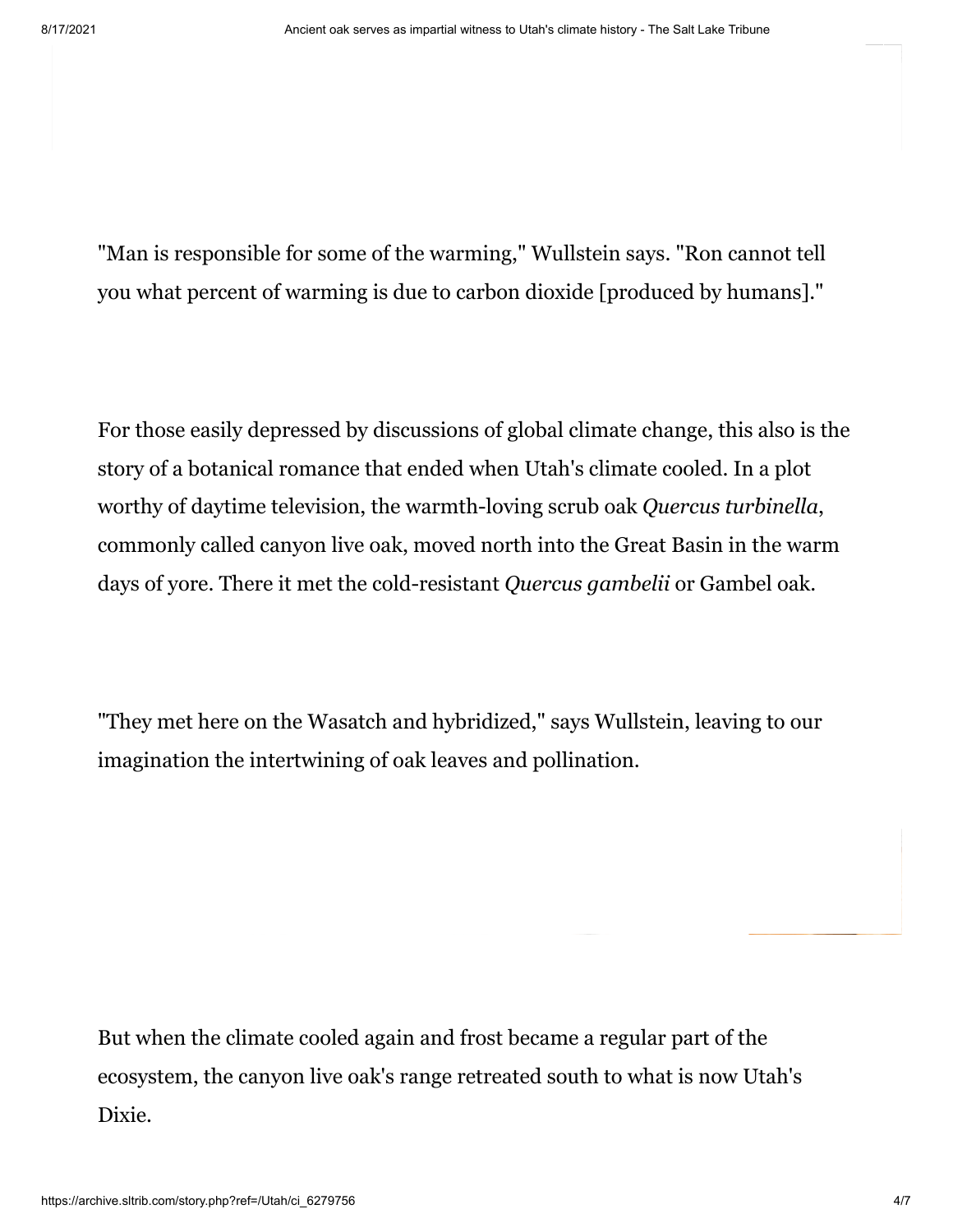"Man is responsible for some of the warming," Wullstein says. "Ron cannot tell you what percent of warming is due to carbon dioxide [produced by humans]."

For those easily depressed by discussions of global climate change, this also is the story of a botanical romance that ended when Utah's climate cooled. In a plot worthy of daytime television, the warmth-loving scrub oak *Quercus turbinella*, commonly called canyon live oak, moved north into the Great Basin in the warm days of yore. There it met the cold-resistant *Quercus gambelii* or Gambel oak.

"They met here on the Wasatch and hybridized," says Wullstein, leaving to our imagination the intertwining of oak leaves and pollination.

But when the climate cooled again and frost became a regular part of the ecosystem, the canyon live oak's range retreated south to what is now Utah's Dixie.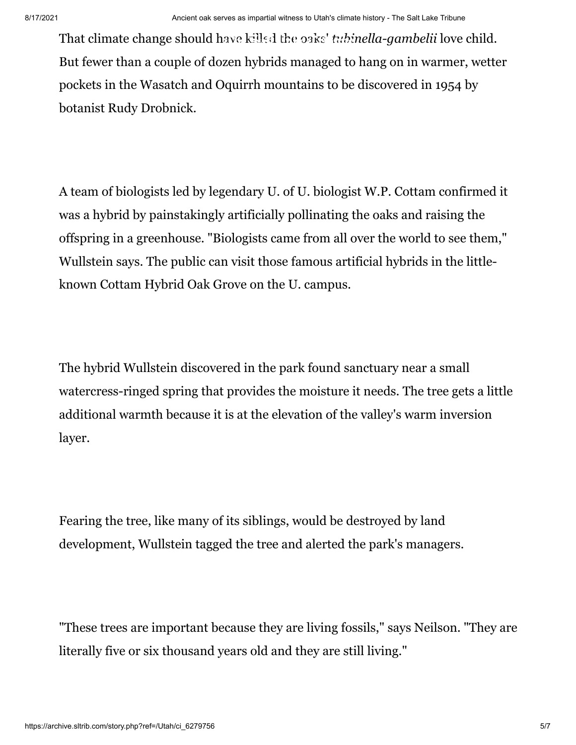That climate change should have killed the oaks' *turbinella-gambelii* love child. But fewer than a couple of dozen hybrids managed to hang on in warmer, wetter pockets in the Wasatch and Oquirrh mountains to be discovered in 1954 by botanist Rudy Drobnick.

A team of biologists led by legendary U. of U. biologist W.P. Cottam confirmed it was a hybrid by painstakingly artificially pollinating the oaks and raising the offspring in a greenhouse. "Biologists came from all over the world to see them," Wullstein says. The public can visit those famous artificial hybrids in the little-known Cottam Hybrid Oak Grove on the U. campus.

The hybrid Wullstein discovered in the park found sanctuary near a small watercress-ringed spring that provides the moisture it needs. The tree gets a little additional warmth because it is at the elevation of the valley's warm inversion layer.

Fearing the tree, like many of its siblings, would be destroyed by land development, Wullstein tagged the tree and alerted the park's managers.

"These trees are important because they are living fossils," says Neilson. "They are literally five or six thousand years old and they are still living."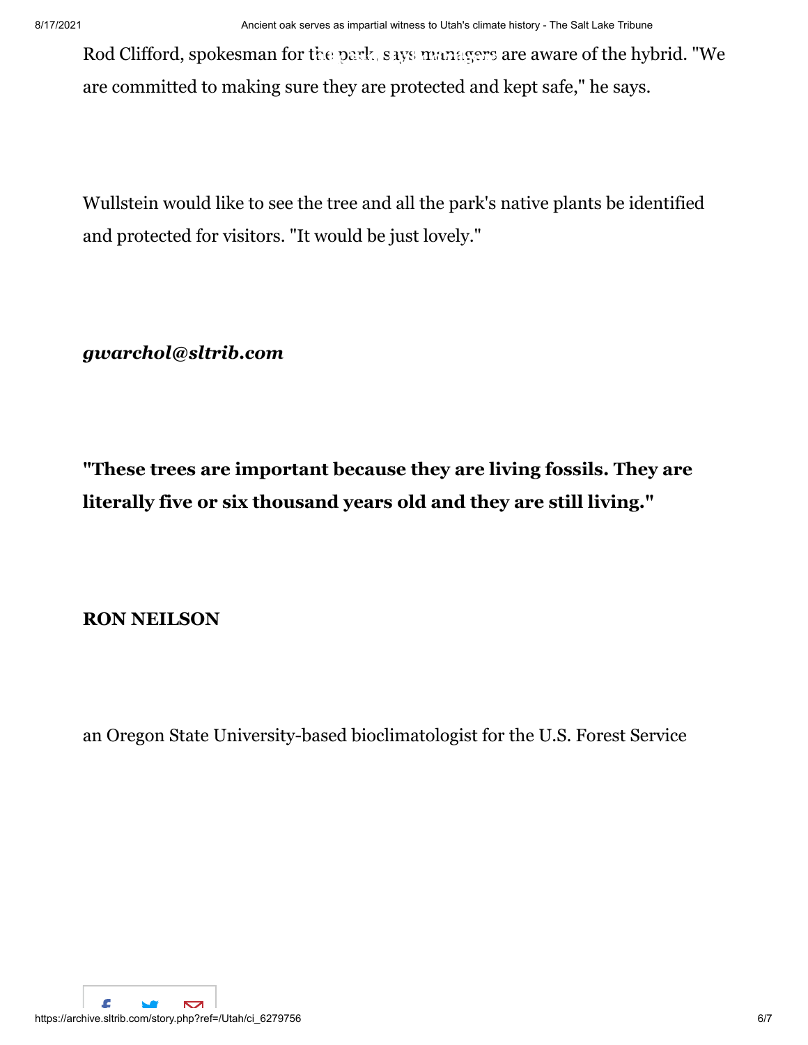Rod Clifford, spokesman for the park, says managers are aware of the hybrid. "We are committed to making sure they are protected and kept safe," he says.

Wullstein would like to see the tree and all the park's native plants be identified and protected for visitors. "It would be just lovely."

***gwarchol@sltrib.com***

**"These trees are important because they are living fossils. They are literally five or six thousand years old and they are still living."**

**RON NEILSON**

an Oregon State University-based bioclimatologist for the U.S. Forest Service